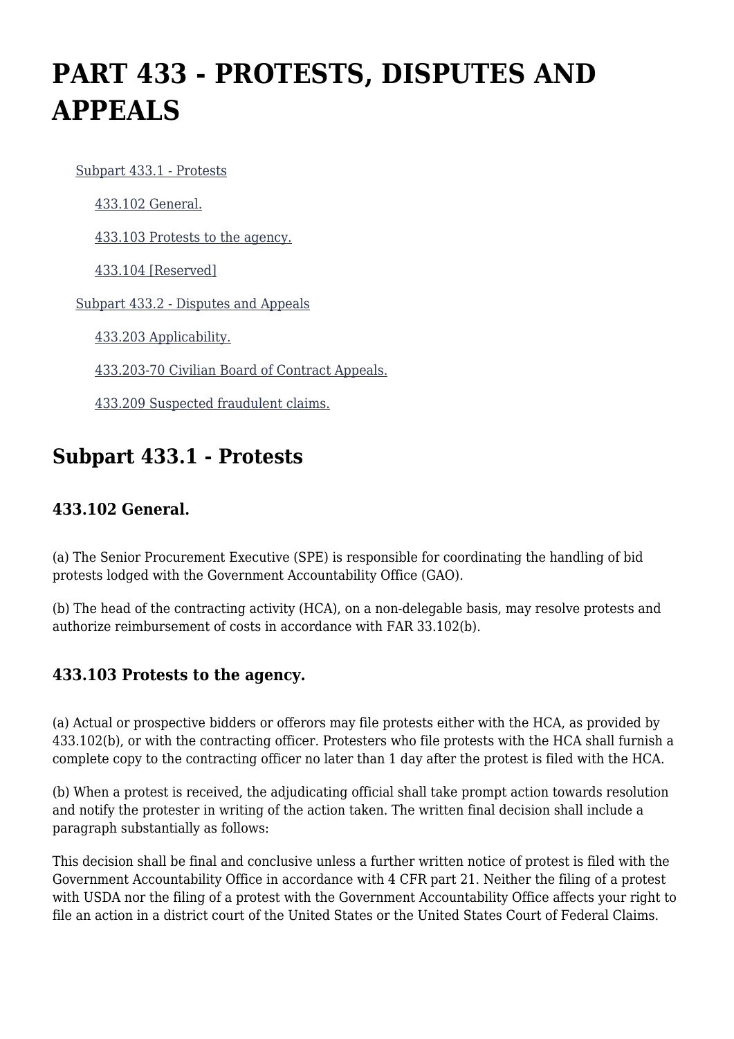# PART 433 - PROTESTS, DISPUTES AND APPEALS

- Subpart 433.1 - Protests
  - 433.102 General.
  - 433.103 Protests to the agency.
  - 433.104 [Reserved]
- Subpart 433.2 - Disputes and Appeals
  - 433.203 Applicability.
  - 433.203-70 Civilian Board of Contract Appeals.
  - 433.209 Suspected fraudulent claims.

## Subpart 433.1 - Protests

### 433.102 General.

(a) The Senior Procurement Executive (SPE) is responsible for coordinating the handling of bid protests lodged with the Government Accountability Office (GAO).

(b) The head of the contracting activity (HCA), on a non-delegable basis, may resolve protests and authorize reimbursement of costs in accordance with FAR 33.102(b).

### 433.103 Protests to the agency.

(a) Actual or prospective bidders or offerors may file protests either with the HCA, as provided by 433.102(b), or with the contracting officer. Protesters who file protests with the HCA shall furnish a complete copy to the contracting officer no later than 1 day after the protest is filed with the HCA.

(b) When a protest is received, the adjudicating official shall take prompt action towards resolution and notify the protester in writing of the action taken. The written final decision shall include a paragraph substantially as follows:

This decision shall be final and conclusive unless a further written notice of protest is filed with the Government Accountability Office in accordance with 4 CFR part 21. Neither the filing of a protest with USDA nor the filing of a protest with the Government Accountability Office affects your right to file an action in a district court of the United States or the United States Court of Federal Claims.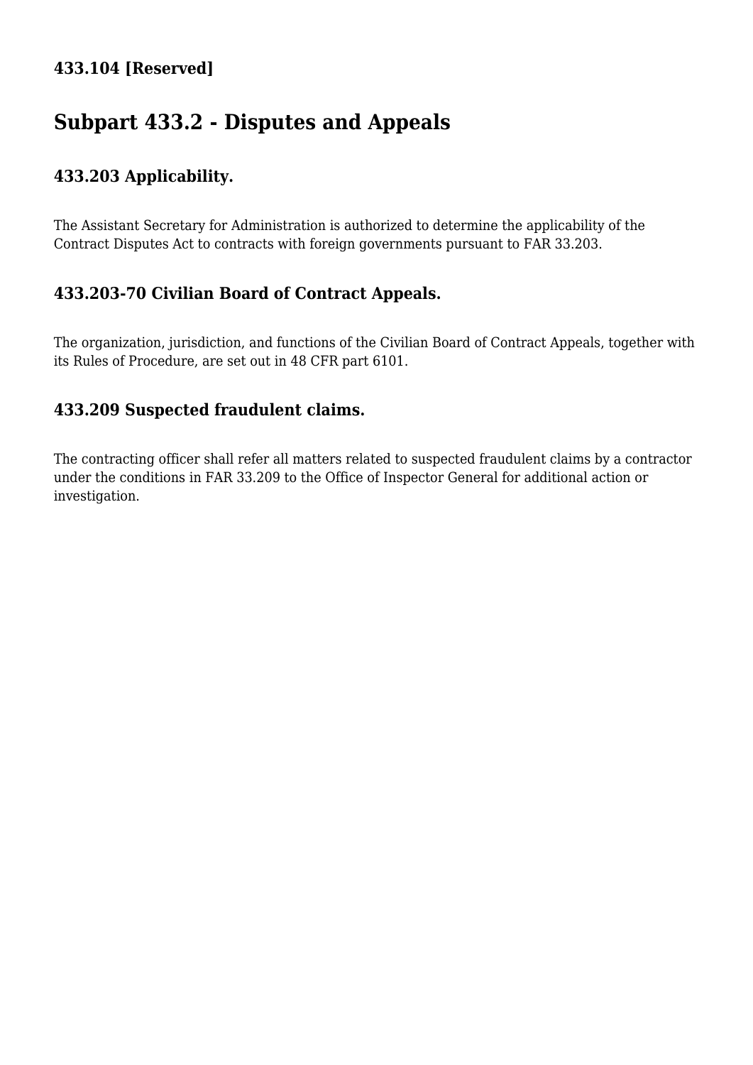### 433.104 [Reserved]

## Subpart 433.2 - Disputes and Appeals

### 433.203 Applicability.

The Assistant Secretary for Administration is authorized to determine the applicability of the Contract Disputes Act to contracts with foreign governments pursuant to FAR 33.203.

### 433.203-70 Civilian Board of Contract Appeals.

The organization, jurisdiction, and functions of the Civilian Board of Contract Appeals, together with its Rules of Procedure, are set out in 48 CFR part 6101.

### 433.209 Suspected fraudulent claims.

The contracting officer shall refer all matters related to suspected fraudulent claims by a contractor under the conditions in FAR 33.209 to the Office of Inspector General for additional action or investigation.